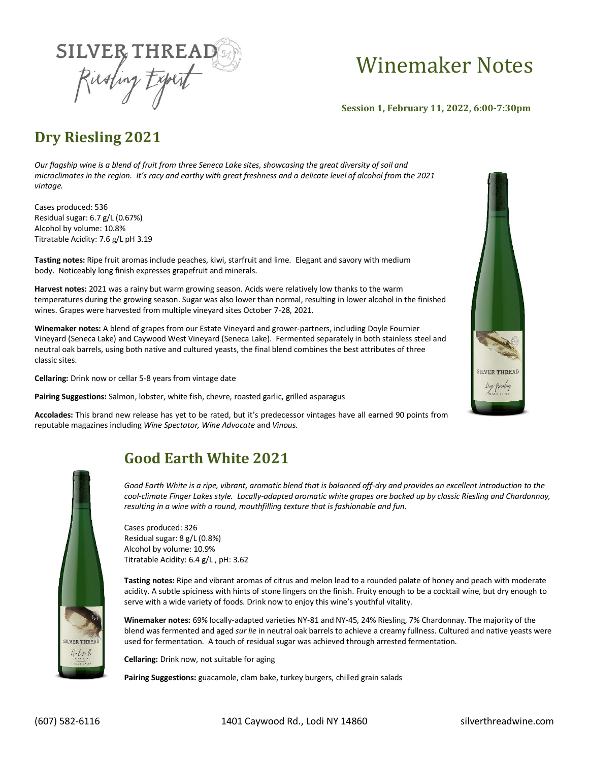SILVER THREAD
Riesling Expert

# Winemaker Notes

**Session 1, February 11, 2022, 6:00-7:30pm**

## Dry Riesling 2021

*Our flagship wine is a blend of fruit from three Seneca Lake sites, showcasing the great diversity of soil and microclimates in the region. It's racy and earthy with great freshness and a delicate level of alcohol from the 2021 vintage.*

Cases produced: 536
Residual sugar: 6.7 g/L (0.67%)
Alcohol by volume: 10.8%
Titratable Acidity: 7.6 g/L pH 3.19

**Tasting notes:** Ripe fruit aromas include peaches, kiwi, starfruit and lime. Elegant and savory with medium body. Noticeably long finish expresses grapefruit and minerals.

**Harvest notes:** 2021 was a rainy but warm growing season. Acids were relatively low thanks to the warm temperatures during the growing season. Sugar was also lower than normal, resulting in lower alcohol in the finished wines. Grapes were harvested from multiple vineyard sites October 7-28, 2021.

**Winemaker notes:** A blend of grapes from our Estate Vineyard and grower-partners, including Doyle Fournier Vineyard (Seneca Lake) and Caywood West Vineyard (Seneca Lake). Fermented separately in both stainless steel and neutral oak barrels, using both native and cultured yeasts, the final blend combines the best attributes of three classic sites.

**Cellaring:** Drink now or cellar 5-8 years from vintage date

**Pairing Suggestions:** Salmon, lobster, white fish, chevre, roasted garlic, grilled asparagus

**Accolades:** This brand new release has yet to be rated, but it's predecessor vintages have all earned 90 points from reputable magazines including *Wine Spectator, Wine Advocate* and *Vinous.*

## Good Earth White 2021

*Good Earth White is a ripe, vibrant, aromatic blend that is balanced off-dry and provides an excellent introduction to the cool-climate Finger Lakes style. Locally-adapted aromatic white grapes are backed up by classic Riesling and Chardonnay, resulting in a wine with a round, mouthfilling texture that is fashionable and fun.*

Cases produced: 326
Residual sugar: 8 g/L (0.8%)
Alcohol by volume: 10.9%
Titratable Acidity: 6.4 g/L , pH: 3.62

**Tasting notes:** Ripe and vibrant aromas of citrus and melon lead to a rounded palate of honey and peach with moderate acidity. A subtle spiciness with hints of stone lingers on the finish. Fruity enough to be a cocktail wine, but dry enough to serve with a wide variety of foods. Drink now to enjoy this wine's youthful vitality.

**Winemaker notes:** 69% locally-adapted varieties NY-81 and NY-45, 24% Riesling, 7% Chardonnay. The majority of the blend was fermented and aged *sur lie* in neutral oak barrels to achieve a creamy fullness. Cultured and native yeasts were used for fermentation. A touch of residual sugar was achieved through arrested fermentation.

**Cellaring:** Drink now, not suitable for aging

**Pairing Suggestions:** guacamole, clam bake, turkey burgers, chilled grain salads

(607) 582-6116 1401 Caywood Rd., Lodi NY 14860 silverthreadwine.com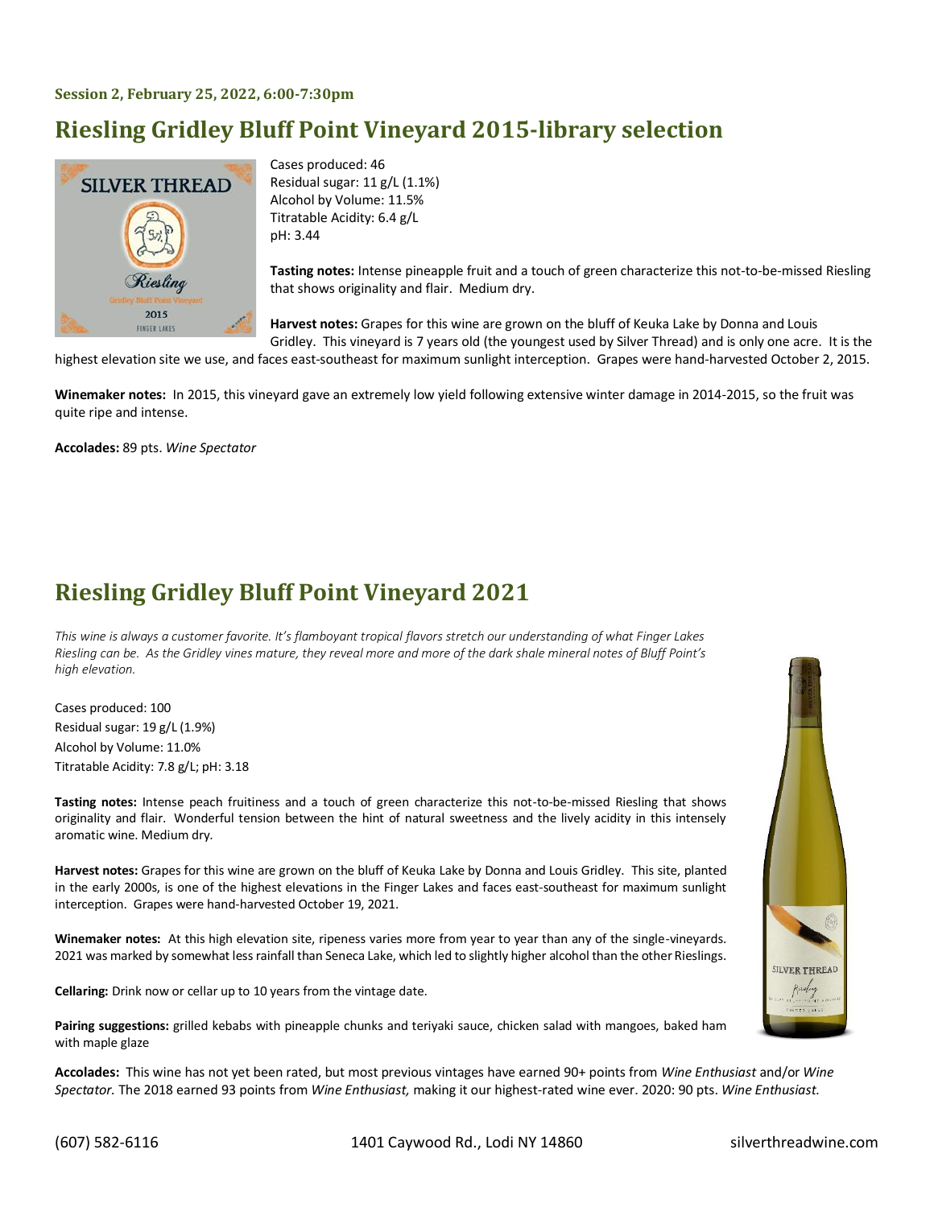**Session 2, February 25, 2022, 6:00-7:30pm**

## Riesling Gridley Bluff Point Vineyard 2015-library selection

Cases produced: 46
Residual sugar: 11 g/L (1.1%)
Alcohol by Volume: 11.5%
Titratable Acidity: 6.4 g/L
pH: 3.44

**Tasting notes:** Intense pineapple fruit and a touch of green characterize this not-to-be-missed Riesling that shows originality and flair. Medium dry.

**Harvest notes:** Grapes for this wine are grown on the bluff of Keuka Lake by Donna and Louis Gridley. This vineyard is 7 years old (the youngest used by Silver Thread) and is only one acre. It is the highest elevation site we use, and faces east-southeast for maximum sunlight interception. Grapes were hand-harvested October 2, 2015.

**Winemaker notes:** In 2015, this vineyard gave an extremely low yield following extensive winter damage in 2014-2015, so the fruit was quite ripe and intense.

**Accolades:** 89 pts. *Wine Spectator*

## Riesling Gridley Bluff Point Vineyard 2021

*This wine is always a customer favorite. It's flamboyant tropical flavors stretch our understanding of what Finger Lakes Riesling can be. As the Gridley vines mature, they reveal more and more of the dark shale mineral notes of Bluff Point's high elevation.*

Cases produced: 100
Residual sugar: 19 g/L (1.9%)
Alcohol by Volume: 11.0%
Titratable Acidity: 7.8 g/L; pH: 3.18

**Tasting notes:** Intense peach fruitiness and a touch of green characterize this not-to-be-missed Riesling that shows originality and flair. Wonderful tension between the hint of natural sweetness and the lively acidity in this intensely aromatic wine. Medium dry.

**Harvest notes:** Grapes for this wine are grown on the bluff of Keuka Lake by Donna and Louis Gridley. This site, planted in the early 2000s, is one of the highest elevations in the Finger Lakes and faces east-southeast for maximum sunlight interception. Grapes were hand-harvested October 19, 2021.

**Winemaker notes:** At this high elevation site, ripeness varies more from year to year than any of the single-vineyards. 2021 was marked by somewhat less rainfall than Seneca Lake, which led to slightly higher alcohol than the other Rieslings.

**Cellaring:** Drink now or cellar up to 10 years from the vintage date.

**Pairing suggestions:** grilled kebabs with pineapple chunks and teriyaki sauce, chicken salad with mangoes, baked ham with maple glaze

**Accolades:** This wine has not yet been rated, but most previous vintages have earned 90+ points from *Wine Enthusiast* and/or *Wine Spectator.* The 2018 earned 93 points from *Wine Enthusiast,* making it our highest-rated wine ever. 2020: 90 pts. *Wine Enthusiast.*

(607) 582-6116 1401 Caywood Rd., Lodi NY 14860 silverthreadwine.com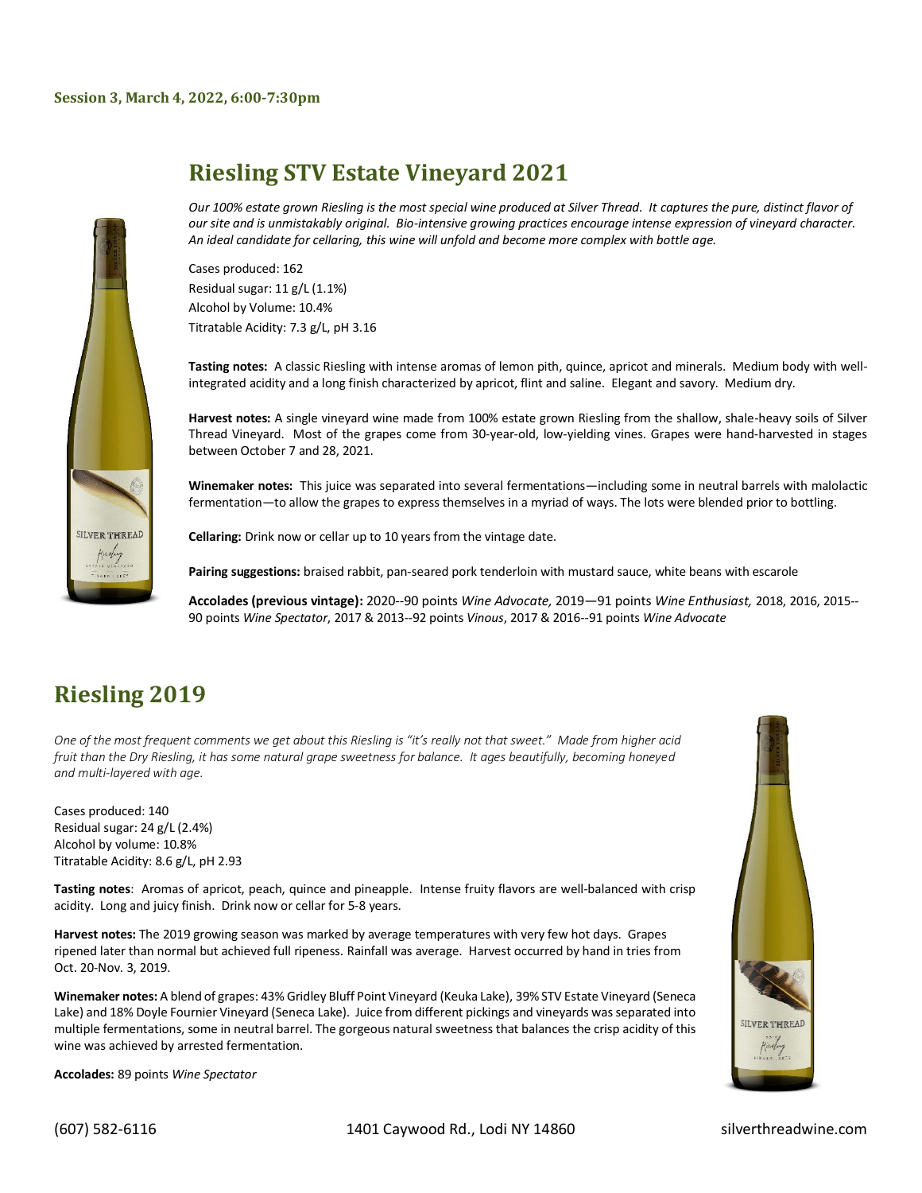**Session 3, March 4, 2022, 6:00-7:30pm**

## Riesling STV Estate Vineyard 2021

*Our 100% estate grown Riesling is the most special wine produced at Silver Thread. It captures the pure, distinct flavor of our site and is unmistakably original. Bio-intensive growing practices encourage intense expression of vineyard character. An ideal candidate for cellaring, this wine will unfold and become more complex with bottle age.*

Cases produced: 162
Residual sugar: 11 g/L (1.1%)
Alcohol by Volume: 10.4%
Titratable Acidity: 7.3 g/L, pH 3.16

**Tasting notes:** A classic Riesling with intense aromas of lemon pith, quince, apricot and minerals. Medium body with well-integrated acidity and a long finish characterized by apricot, flint and saline. Elegant and savory. Medium dry.

**Harvest notes:** A single vineyard wine made from 100% estate grown Riesling from the shallow, shale-heavy soils of Silver Thread Vineyard. Most of the grapes come from 30-year-old, low-yielding vines. Grapes were hand-harvested in stages between October 7 and 28, 2021.

**Winemaker notes:** This juice was separated into several fermentations—including some in neutral barrels with malolactic fermentation—to allow the grapes to express themselves in a myriad of ways. The lots were blended prior to bottling.

**Cellaring:** Drink now or cellar up to 10 years from the vintage date.

**Pairing suggestions:** braised rabbit, pan-seared pork tenderloin with mustard sauce, white beans with escarole

**Accolades (previous vintage):** 2020--90 points *Wine Advocate,* 2019—91 points *Wine Enthusiast,* 2018, 2016, 2015--90 points *Wine Spectator*, 2017 & 2013--92 points *Vinous*, 2017 & 2016--91 points *Wine Advocate*

## Riesling 2019

*One of the most frequent comments we get about this Riesling is "it's really not that sweet." Made from higher acid fruit than the Dry Riesling, it has some natural grape sweetness for balance. It ages beautifully, becoming honeyed and multi-layered with age.*

Cases produced: 140
Residual sugar: 24 g/L (2.4%)
Alcohol by volume: 10.8%
Titratable Acidity: 8.6 g/L, pH 2.93

**Tasting notes**: Aromas of apricot, peach, quince and pineapple. Intense fruity flavors are well-balanced with crisp acidity. Long and juicy finish. Drink now or cellar for 5-8 years.

**Harvest notes:** The 2019 growing season was marked by average temperatures with very few hot days. Grapes ripened later than normal but achieved full ripeness. Rainfall was average. Harvest occurred by hand in tries from Oct. 20-Nov. 3, 2019.

**Winemaker notes:** A blend of grapes: 43% Gridley Bluff Point Vineyard (Keuka Lake), 39% STV Estate Vineyard (Seneca Lake) and 18% Doyle Fournier Vineyard (Seneca Lake). Juice from different pickings and vineyards was separated into multiple fermentations, some in neutral barrel. The gorgeous natural sweetness that balances the crisp acidity of this wine was achieved by arrested fermentation.

**Accolades:** 89 points *Wine Spectator*

(607) 582-6116 1401 Caywood Rd., Lodi NY 14860 silverthreadwine.com